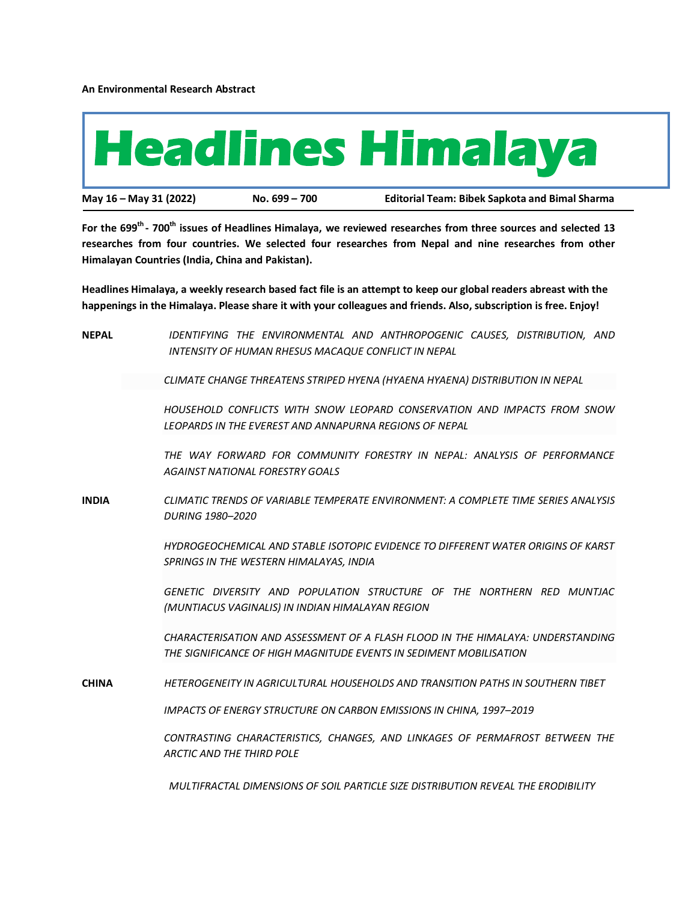**An Environmental Research Abstract**

# Headlines Himalaya

**May 16 – May 31 (2022)** **No. 699 – 700** **Editorial Team: Bibek Sapkota and Bimal Sharma**

**For the 699th - 700th issues of Headlines Himalaya, we reviewed researches from three sources and selected 13 researches from four countries. We selected four researches from Nepal and nine researches from other Himalayan Countries (India, China and Pakistan).**

**Headlines Himalaya, a weekly research based fact file is an attempt to keep our global readers abreast with the happenings in the Himalaya. Please share it with your colleagues and friends. Also, subscription is free. Enjoy!**

**NEPAL**

*IDENTIFYING THE ENVIRONMENTAL AND ANTHROPOGENIC CAUSES, DISTRIBUTION, AND INTENSITY OF HUMAN RHESUS MACAQUE CONFLICT IN NEPAL*

*CLIMATE CHANGE THREATENS STRIPED HYENA (HYAENA HYAENA) DISTRIBUTION IN NEPAL*

*HOUSEHOLD CONFLICTS WITH SNOW LEOPARD CONSERVATION AND IMPACTS FROM SNOW LEOPARDS IN THE EVEREST AND ANNAPURNA REGIONS OF NEPAL*

*THE WAY FORWARD FOR COMMUNITY FORESTRY IN NEPAL: ANALYSIS OF PERFORMANCE AGAINST NATIONAL FORESTRY GOALS*

**INDIA**

*CLIMATIC TRENDS OF VARIABLE TEMPERATE ENVIRONMENT: A COMPLETE TIME SERIES ANALYSIS DURING 1980–2020*

*HYDROGEOCHEMICAL AND STABLE ISOTOPIC EVIDENCE TO DIFFERENT WATER ORIGINS OF KARST SPRINGS IN THE WESTERN HIMALAYAS, INDIA*

*GENETIC DIVERSITY AND POPULATION STRUCTURE OF THE NORTHERN RED MUNTJAC (MUNTIACUS VAGINALIS) IN INDIAN HIMALAYAN REGION*

*CHARACTERISATION AND ASSESSMENT OF A FLASH FLOOD IN THE HIMALAYA: UNDERSTANDING THE SIGNIFICANCE OF HIGH MAGNITUDE EVENTS IN SEDIMENT MOBILISATION*

**CHINA**

*HETEROGENEITY IN AGRICULTURAL HOUSEHOLDS AND TRANSITION PATHS IN SOUTHERN TIBET*

*IMPACTS OF ENERGY STRUCTURE ON CARBON EMISSIONS IN CHINA, 1997–2019*

*CONTRASTING CHARACTERISTICS, CHANGES, AND LINKAGES OF PERMAFROST BETWEEN THE ARCTIC AND THE THIRD POLE*

*MULTIFRACTAL DIMENSIONS OF SOIL PARTICLE SIZE DISTRIBUTION REVEAL THE ERODIBILITY*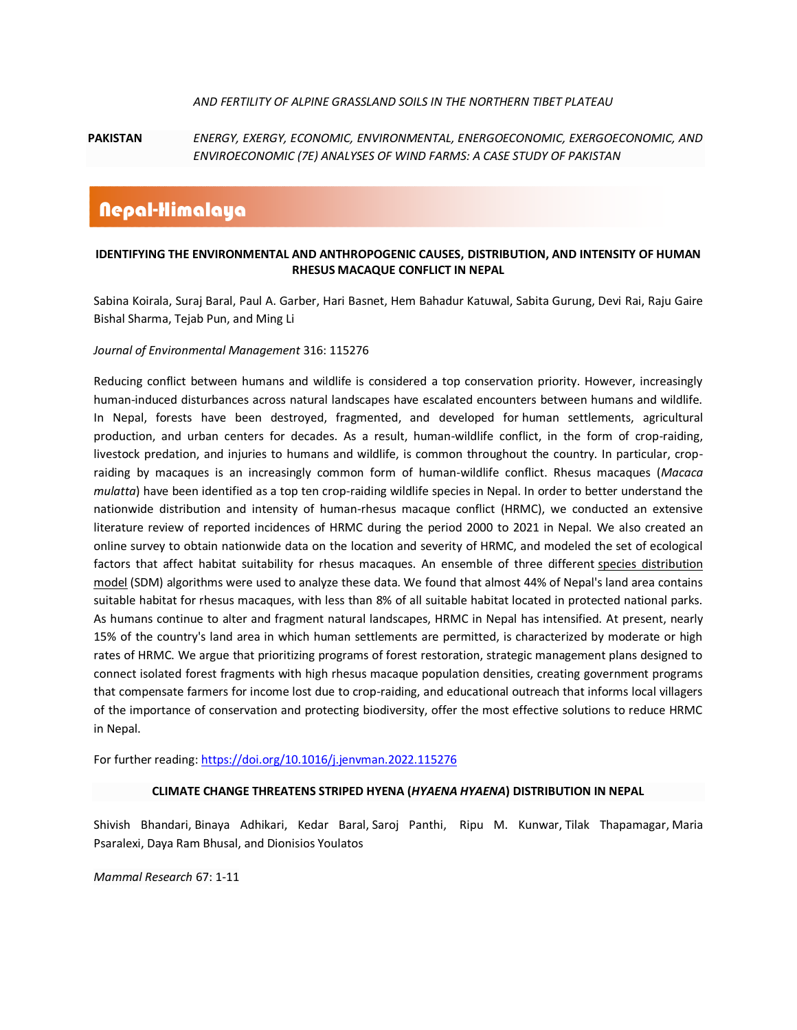AND FERTILITY OF ALPINE GRASSLAND SOILS IN THE NORTHERN TIBET PLATEAU

| **PAKISTAN** | *ENERGY, EXERGY, ECONOMIC, ENVIRONMENTAL, ENERGOECONOMIC, EXERGOECONOMIC, AND ENVIROECONOMIC (7E) ANALYSES OF WIND FARMS: A CASE STUDY OF PAKISTAN* |
|---|---|

## Nepal-Himalaya

### IDENTIFYING THE ENVIRONMENTAL AND ANTHROPOGENIC CAUSES, DISTRIBUTION, AND INTENSITY OF HUMAN RHESUS MACAQUE CONFLICT IN NEPAL

Sabina Koirala, Suraj Baral, Paul A. Garber, Hari Basnet, Hem Bahadur Katuwal, Sabita Gurung, Devi Rai, Raju Gaire Bishal Sharma, Tejab Pun, and Ming Li

*Journal of Environmental Management* 316: 115276

Reducing conflict between humans and wildlife is considered a top conservation priority. However, increasingly human-induced disturbances across natural landscapes have escalated encounters between humans and wildlife. In Nepal, forests have been destroyed, fragmented, and developed for human settlements, agricultural production, and urban centers for decades. As a result, human-wildlife conflict, in the form of crop-raiding, livestock predation, and injuries to humans and wildlife, is common throughout the country. In particular, crop-raiding by macaques is an increasingly common form of human-wildlife conflict. Rhesus macaques (*Macaca mulatta*) have been identified as a top ten crop-raiding wildlife species in Nepal. In order to better understand the nationwide distribution and intensity of human-rhesus macaque conflict (HRMC), we conducted an extensive literature review of reported incidences of HRMC during the period 2000 to 2021 in Nepal. We also created an online survey to obtain nationwide data on the location and severity of HRMC, and modeled the set of ecological factors that affect habitat suitability for rhesus macaques. An ensemble of three different species distribution model (SDM) algorithms were used to analyze these data. We found that almost 44% of Nepal's land area contains suitable habitat for rhesus macaques, with less than 8% of all suitable habitat located in protected national parks. As humans continue to alter and fragment natural landscapes, HRMC in Nepal has intensified. At present, nearly 15% of the country's land area in which human settlements are permitted, is characterized by moderate or high rates of HRMC. We argue that prioritizing programs of forest restoration, strategic management plans designed to connect isolated forest fragments with high rhesus macaque population densities, creating government programs that compensate farmers for income lost due to crop-raiding, and educational outreach that informs local villagers of the importance of conservation and protecting biodiversity, offer the most effective solutions to reduce HRMC in Nepal.

For further reading: https://doi.org/10.1016/j.jenvman.2022.115276

### CLIMATE CHANGE THREATENS STRIPED HYENA (*HYAENA HYAENA*) DISTRIBUTION IN NEPAL

Shivish Bhandari, Binaya Adhikari, Kedar Baral, Saroj Panthi, Ripu M. Kunwar, Tilak Thapamagar, Maria Psaralexi, Daya Ram Bhusal, and Dionisios Youlatos

*Mammal Research* 67: 1-11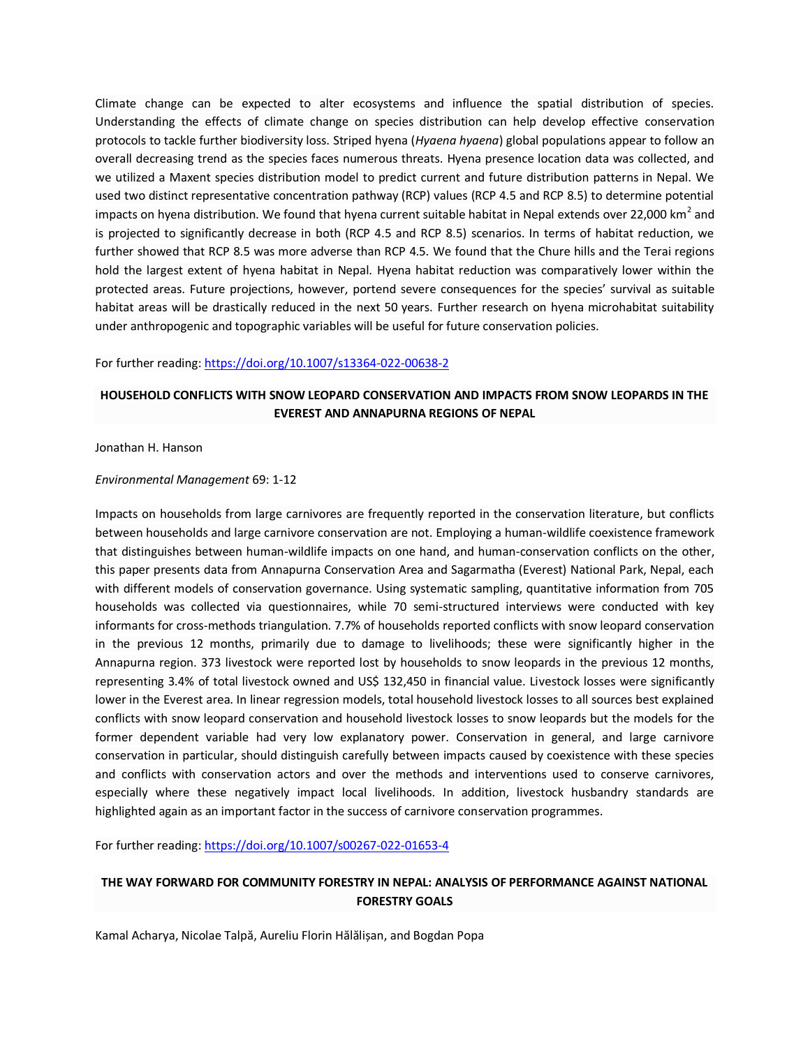Climate change can be expected to alter ecosystems and influence the spatial distribution of species. Understanding the effects of climate change on species distribution can help develop effective conservation protocols to tackle further biodiversity loss. Striped hyena (*Hyaena hyaena*) global populations appear to follow an overall decreasing trend as the species faces numerous threats. Hyena presence location data was collected, and we utilized a Maxent species distribution model to predict current and future distribution patterns in Nepal. We used two distinct representative concentration pathway (RCP) values (RCP 4.5 and RCP 8.5) to determine potential impacts on hyena distribution. We found that hyena current suitable habitat in Nepal extends over 22,000 km$^2$ and is projected to significantly decrease in both (RCP 4.5 and RCP 8.5) scenarios. In terms of habitat reduction, we further showed that RCP 8.5 was more adverse than RCP 4.5. We found that the Chure hills and the Terai regions hold the largest extent of hyena habitat in Nepal. Hyena habitat reduction was comparatively lower within the protected areas. Future projections, however, portend severe consequences for the species' survival as suitable habitat areas will be drastically reduced in the next 50 years. Further research on hyena microhabitat suitability under anthropogenic and topographic variables will be useful for future conservation policies.

For further reading: https://doi.org/10.1007/s13364-022-00638-2

## HOUSEHOLD CONFLICTS WITH SNOW LEOPARD CONSERVATION AND IMPACTS FROM SNOW LEOPARDS IN THE EVEREST AND ANNAPURNA REGIONS OF NEPAL

Jonathan H. Hanson

*Environmental Management* 69: 1-12

Impacts on households from large carnivores are frequently reported in the conservation literature, but conflicts between households and large carnivore conservation are not. Employing a human-wildlife coexistence framework that distinguishes between human-wildlife impacts on one hand, and human-conservation conflicts on the other, this paper presents data from Annapurna Conservation Area and Sagarmatha (Everest) National Park, Nepal, each with different models of conservation governance. Using systematic sampling, quantitative information from 705 households was collected via questionnaires, while 70 semi-structured interviews were conducted with key informants for cross-methods triangulation. 7.7% of households reported conflicts with snow leopard conservation in the previous 12 months, primarily due to damage to livelihoods; these were significantly higher in the Annapurna region. 373 livestock were reported lost by households to snow leopards in the previous 12 months, representing 3.4% of total livestock owned and US$ 132,450 in financial value. Livestock losses were significantly lower in the Everest area. In linear regression models, total household livestock losses to all sources best explained conflicts with snow leopard conservation and household livestock losses to snow leopards but the models for the former dependent variable had very low explanatory power. Conservation in general, and large carnivore conservation in particular, should distinguish carefully between impacts caused by coexistence with these species and conflicts with conservation actors and over the methods and interventions used to conserve carnivores, especially where these negatively impact local livelihoods. In addition, livestock husbandry standards are highlighted again as an important factor in the success of carnivore conservation programmes.

For further reading: https://doi.org/10.1007/s00267-022-01653-4

## THE WAY FORWARD FOR COMMUNITY FORESTRY IN NEPAL: ANALYSIS OF PERFORMANCE AGAINST NATIONAL FORESTRY GOALS

Kamal Acharya, Nicolae Talpă, Aureliu Florin Hălălișan, and Bogdan Popa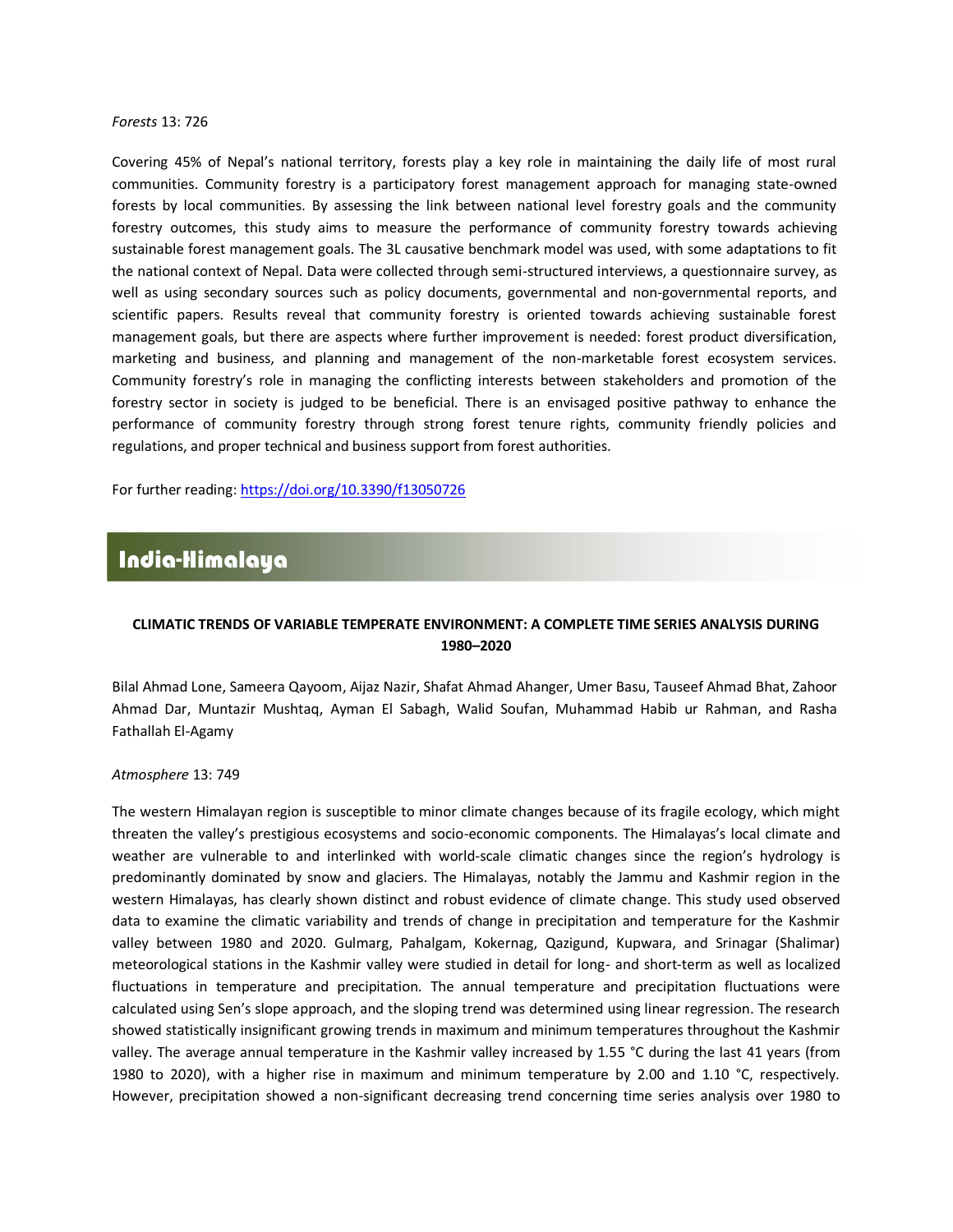*Forests* 13: 726

Covering 45% of Nepal's national territory, forests play a key role in maintaining the daily life of most rural communities. Community forestry is a participatory forest management approach for managing state-owned forests by local communities. By assessing the link between national level forestry goals and the community forestry outcomes, this study aims to measure the performance of community forestry towards achieving sustainable forest management goals. The 3L causative benchmark model was used, with some adaptations to fit the national context of Nepal. Data were collected through semi-structured interviews, a questionnaire survey, as well as using secondary sources such as policy documents, governmental and non-governmental reports, and scientific papers. Results reveal that community forestry is oriented towards achieving sustainable forest management goals, but there are aspects where further improvement is needed: forest product diversification, marketing and business, and planning and management of the non-marketable forest ecosystem services. Community forestry's role in managing the conflicting interests between stakeholders and promotion of the forestry sector in society is judged to be beneficial. There is an envisaged positive pathway to enhance the performance of community forestry through strong forest tenure rights, community friendly policies and regulations, and proper technical and business support from forest authorities.

For further reading: https://doi.org/10.3390/f13050726

## India-Himalaya

**CLIMATIC TRENDS OF VARIABLE TEMPERATE ENVIRONMENT: A COMPLETE TIME SERIES ANALYSIS DURING 1980–2020**

Bilal Ahmad Lone, Sameera Qayoom, Aijaz Nazir, Shafat Ahmad Ahanger, Umer Basu, Tauseef Ahmad Bhat, Zahoor Ahmad Dar, Muntazir Mushtaq, Ayman El Sabagh, Walid Soufan, Muhammad Habib ur Rahman, and Rasha Fathallah El-Agamy

*Atmosphere* 13: 749

The western Himalayan region is susceptible to minor climate changes because of its fragile ecology, which might threaten the valley's prestigious ecosystems and socio-economic components. The Himalayas's local climate and weather are vulnerable to and interlinked with world-scale climatic changes since the region's hydrology is predominantly dominated by snow and glaciers. The Himalayas, notably the Jammu and Kashmir region in the western Himalayas, has clearly shown distinct and robust evidence of climate change. This study used observed data to examine the climatic variability and trends of change in precipitation and temperature for the Kashmir valley between 1980 and 2020. Gulmarg, Pahalgam, Kokernag, Qazigund, Kupwara, and Srinagar (Shalimar) meteorological stations in the Kashmir valley were studied in detail for long- and short-term as well as localized fluctuations in temperature and precipitation. The annual temperature and precipitation fluctuations were calculated using Sen's slope approach, and the sloping trend was determined using linear regression. The research showed statistically insignificant growing trends in maximum and minimum temperatures throughout the Kashmir valley. The average annual temperature in the Kashmir valley increased by 1.55 °C during the last 41 years (from 1980 to 2020), with a higher rise in maximum and minimum temperature by 2.00 and 1.10 °C, respectively. However, precipitation showed a non-significant decreasing trend concerning time series analysis over 1980 to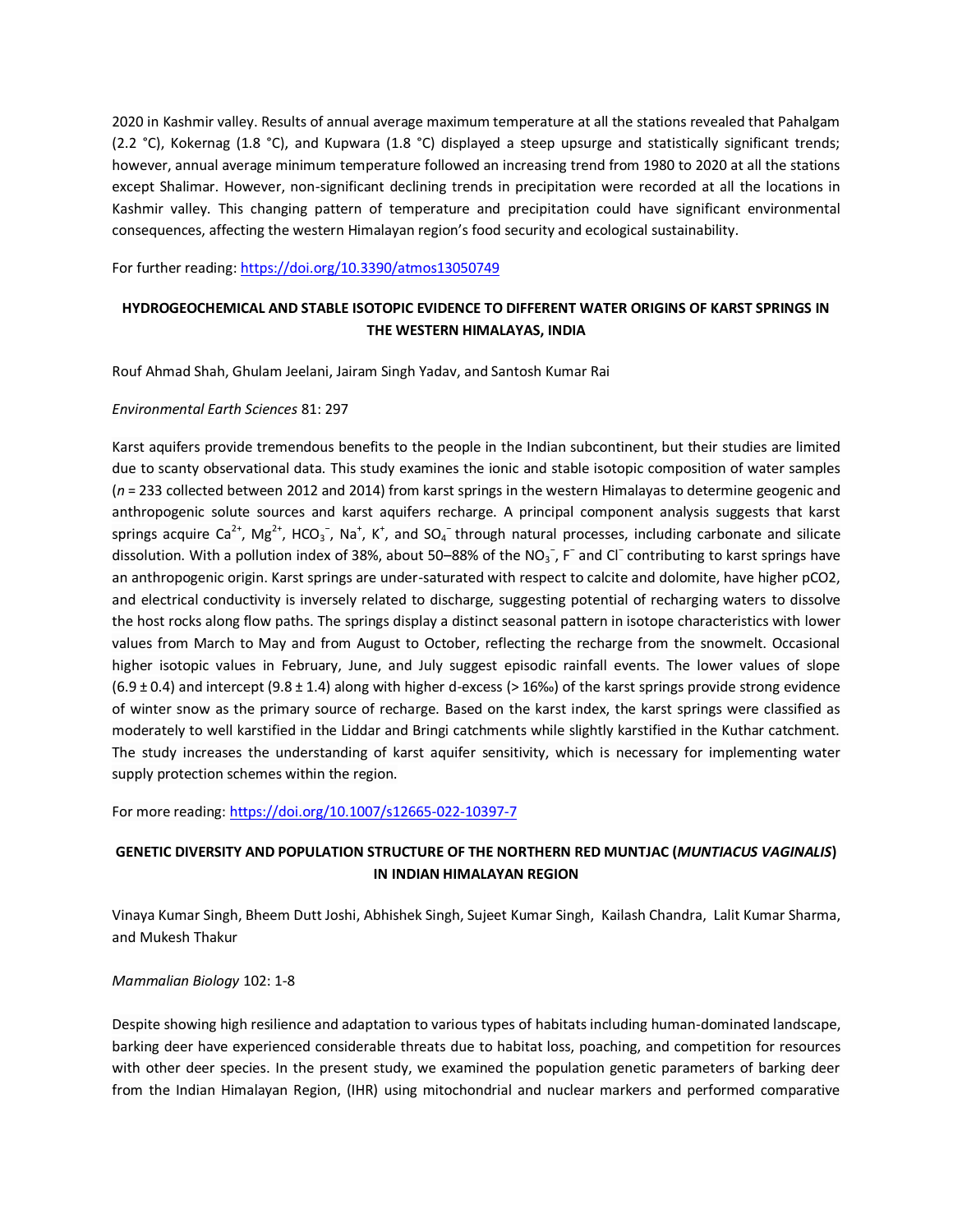2020 in Kashmir valley. Results of annual average maximum temperature at all the stations revealed that Pahalgam (2.2 °C), Kokernag (1.8 °C), and Kupwara (1.8 °C) displayed a steep upsurge and statistically significant trends; however, annual average minimum temperature followed an increasing trend from 1980 to 2020 at all the stations except Shalimar. However, non-significant declining trends in precipitation were recorded at all the locations in Kashmir valley. This changing pattern of temperature and precipitation could have significant environmental consequences, affecting the western Himalayan region's food security and ecological sustainability.

For further reading: https://doi.org/10.3390/atmos13050749

### HYDROGEOCHEMICAL AND STABLE ISOTOPIC EVIDENCE TO DIFFERENT WATER ORIGINS OF KARST SPRINGS IN THE WESTERN HIMALAYAS, INDIA

Rouf Ahmad Shah, Ghulam Jeelani, Jairam Singh Yadav, and Santosh Kumar Rai

*Environmental Earth Sciences* 81: 297

Karst aquifers provide tremendous benefits to the people in the Indian subcontinent, but their studies are limited due to scanty observational data. This study examines the ionic and stable isotopic composition of water samples (*n* = 233 collected between 2012 and 2014) from karst springs in the western Himalayas to determine geogenic and anthropogenic solute sources and karst aquifers recharge. A principal component analysis suggests that karst springs acquire $Ca^{2+}$, $Mg^{2+}$, $HCO_3^-$, $Na^+$, $K^+$, and $SO_4^-$ through natural processes, including carbonate and silicate dissolution. With a pollution index of 38%, about 50–88% of the $NO_3^-$, $F^-$ and $Cl^-$ contributing to karst springs have an anthropogenic origin. Karst springs are under-saturated with respect to calcite and dolomite, have higher pCO2, and electrical conductivity is inversely related to discharge, suggesting potential of recharging waters to dissolve the host rocks along flow paths. The springs display a distinct seasonal pattern in isotope characteristics with lower values from March to May and from August to October, reflecting the recharge from the snowmelt. Occasional higher isotopic values in February, June, and July suggest episodic rainfall events. The lower values of slope (6.9 ± 0.4) and intercept (9.8 ± 1.4) along with higher d-excess (> 16‰) of the karst springs provide strong evidence of winter snow as the primary source of recharge. Based on the karst index, the karst springs were classified as moderately to well karstified in the Liddar and Bringi catchments while slightly karstified in the Kuthar catchment. The study increases the understanding of karst aquifer sensitivity, which is necessary for implementing water supply protection schemes within the region.

For more reading: https://doi.org/10.1007/s12665-022-10397-7

### GENETIC DIVERSITY AND POPULATION STRUCTURE OF THE NORTHERN RED MUNTJAC (*MUNTIACUS VAGINALIS*) IN INDIAN HIMALAYAN REGION

Vinaya Kumar Singh, Bheem Dutt Joshi, Abhishek Singh, Sujeet Kumar Singh, Kailash Chandra, Lalit Kumar Sharma, and Mukesh Thakur

*Mammalian Biology* 102: 1-8

Despite showing high resilience and adaptation to various types of habitats including human-dominated landscape, barking deer have experienced considerable threats due to habitat loss, poaching, and competition for resources with other deer species. In the present study, we examined the population genetic parameters of barking deer from the Indian Himalayan Region, (IHR) using mitochondrial and nuclear markers and performed comparative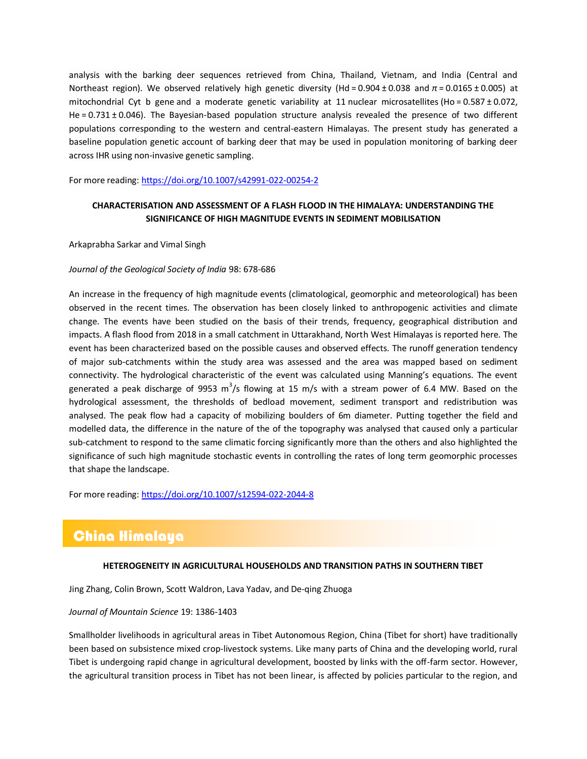analysis with the barking deer sequences retrieved from China, Thailand, Vietnam, and India (Central and Northeast region). We observed relatively high genetic diversity (Hd = 0.904 ± 0.038 and $\pi$ = 0.0165 ± 0.005) at mitochondrial Cyt b gene and a moderate genetic variability at 11 nuclear microsatellites (Ho = 0.587 ± 0.072, He = 0.731 ± 0.046). The Bayesian-based population structure analysis revealed the presence of two different populations corresponding to the western and central-eastern Himalayas. The present study has generated a baseline population genetic account of barking deer that may be used in population monitoring of barking deer across IHR using non-invasive genetic sampling.

For more reading: https://doi.org/10.1007/s42991-022-00254-2

### CHARACTERISATION AND ASSESSMENT OF A FLASH FLOOD IN THE HIMALAYA: UNDERSTANDING THE SIGNIFICANCE OF HIGH MAGNITUDE EVENTS IN SEDIMENT MOBILISATION

Arkaprabha Sarkar and Vimal Singh

*Journal of the Geological Society of India* 98: 678-686

An increase in the frequency of high magnitude events (climatological, geomorphic and meteorological) has been observed in the recent times. The observation has been closely linked to anthropogenic activities and climate change. The events have been studied on the basis of their trends, frequency, geographical distribution and impacts. A flash flood from 2018 in a small catchment in Uttarakhand, North West Himalayas is reported here. The event has been characterized based on the possible causes and observed effects. The runoff generation tendency of major sub-catchments within the study area was assessed and the area was mapped based on sediment connectivity. The hydrological characteristic of the event was calculated using Manning's equations. The event generated a peak discharge of 9953 $m^3/s$ flowing at 15 m/s with a stream power of 6.4 MW. Based on the hydrological assessment, the thresholds of bedload movement, sediment transport and redistribution was analysed. The peak flow had a capacity of mobilizing boulders of 6m diameter. Putting together the field and modelled data, the difference in the nature of the of the topography was analysed that caused only a particular sub-catchment to respond to the same climatic forcing significantly more than the others and also highlighted the significance of such high magnitude stochastic events in controlling the rates of long term geomorphic processes that shape the landscape.

For more reading: https://doi.org/10.1007/s12594-022-2044-8

## China Himalaya

### HETEROGENEITY IN AGRICULTURAL HOUSEHOLDS AND TRANSITION PATHS IN SOUTHERN TIBET

Jing Zhang, Colin Brown, Scott Waldron, Lava Yadav, and De-qing Zhuoga

*Journal of Mountain Science* 19: 1386-1403

Smallholder livelihoods in agricultural areas in Tibet Autonomous Region, China (Tibet for short) have traditionally been based on subsistence mixed crop-livestock systems. Like many parts of China and the developing world, rural Tibet is undergoing rapid change in agricultural development, boosted by links with the off-farm sector. However, the agricultural transition process in Tibet has not been linear, is affected by policies particular to the region, and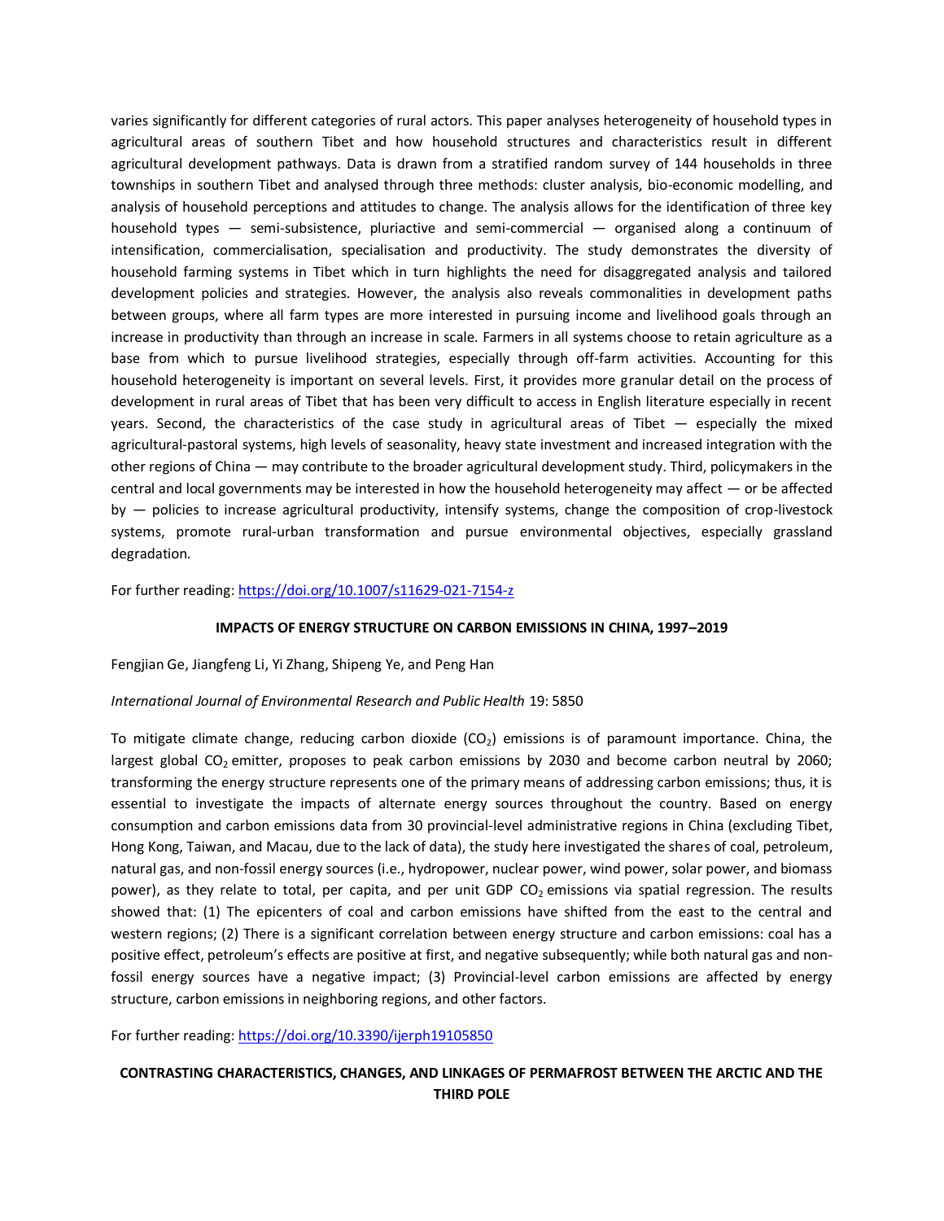varies significantly for different categories of rural actors. This paper analyses heterogeneity of household types in agricultural areas of southern Tibet and how household structures and characteristics result in different agricultural development pathways. Data is drawn from a stratified random survey of 144 households in three townships in southern Tibet and analysed through three methods: cluster analysis, bio-economic modelling, and analysis of household perceptions and attitudes to change. The analysis allows for the identification of three key household types — semi-subsistence, pluriactive and semi-commercial — organised along a continuum of intensification, commercialisation, specialisation and productivity. The study demonstrates the diversity of household farming systems in Tibet which in turn highlights the need for disaggregated analysis and tailored development policies and strategies. However, the analysis also reveals commonalities in development paths between groups, where all farm types are more interested in pursuing income and livelihood goals through an increase in productivity than through an increase in scale. Farmers in all systems choose to retain agriculture as a base from which to pursue livelihood strategies, especially through off-farm activities. Accounting for this household heterogeneity is important on several levels. First, it provides more granular detail on the process of development in rural areas of Tibet that has been very difficult to access in English literature especially in recent years. Second, the characteristics of the case study in agricultural areas of Tibet — especially the mixed agricultural-pastoral systems, high levels of seasonality, heavy state investment and increased integration with the other regions of China — may contribute to the broader agricultural development study. Third, policymakers in the central and local governments may be interested in how the household heterogeneity may affect — or be affected by — policies to increase agricultural productivity, intensify systems, change the composition of crop-livestock systems, promote rural-urban transformation and pursue environmental objectives, especially grassland degradation.

For further reading: https://doi.org/10.1007/s11629-021-7154-z

## IMPACTS OF ENERGY STRUCTURE ON CARBON EMISSIONS IN CHINA, 1997–2019

Fengjian Ge, Jiangfeng Li, Yi Zhang, Shipeng Ye, and Peng Han

*International Journal of Environmental Research and Public Health* 19: 5850

To mitigate climate change, reducing carbon dioxide ($CO_2$) emissions is of paramount importance. China, the largest global $CO_2$ emitter, proposes to peak carbon emissions by 2030 and become carbon neutral by 2060; transforming the energy structure represents one of the primary means of addressing carbon emissions; thus, it is essential to investigate the impacts of alternate energy sources throughout the country. Based on energy consumption and carbon emissions data from 30 provincial-level administrative regions in China (excluding Tibet, Hong Kong, Taiwan, and Macau, due to the lack of data), the study here investigated the shares of coal, petroleum, natural gas, and non-fossil energy sources (i.e., hydropower, nuclear power, wind power, solar power, and biomass power), as they relate to total, per capita, and per unit GDP $CO_2$ emissions via spatial regression. The results showed that: (1) The epicenters of coal and carbon emissions have shifted from the east to the central and western regions; (2) There is a significant correlation between energy structure and carbon emissions: coal has a positive effect, petroleum's effects are positive at first, and negative subsequently; while both natural gas and non-fossil energy sources have a negative impact; (3) Provincial-level carbon emissions are affected by energy structure, carbon emissions in neighboring regions, and other factors.

For further reading: https://doi.org/10.3390/ijerph19105850

## CONTRASTING CHARACTERISTICS, CHANGES, AND LINKAGES OF PERMAFROST BETWEEN THE ARCTIC AND THE THIRD POLE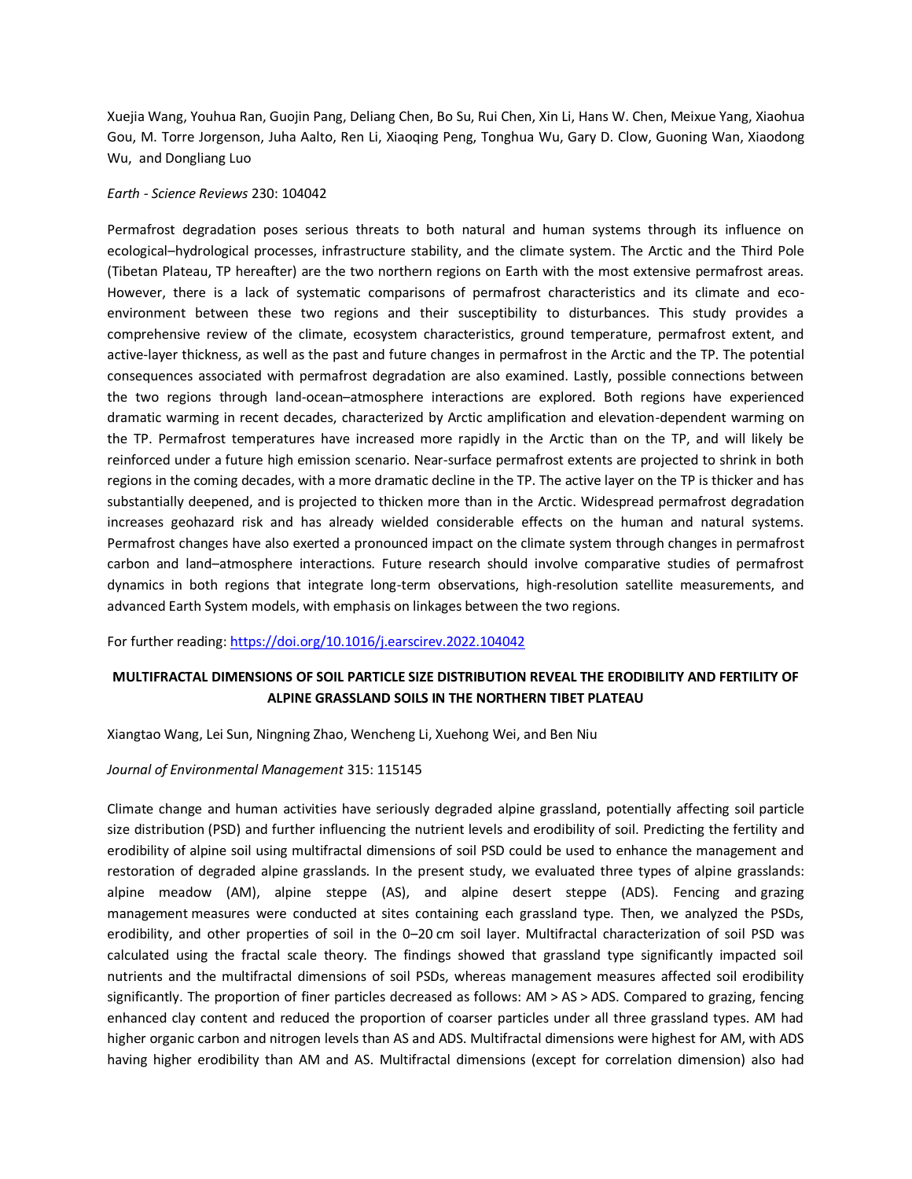Xuejia Wang, Youhua Ran, Guojin Pang, Deliang Chen, Bo Su, Rui Chen, Xin Li, Hans W. Chen, Meixue Yang, Xiaohua Gou, M. Torre Jorgenson, Juha Aalto, Ren Li, Xiaoqing Peng, Tonghua Wu, Gary D. Clow, Guoning Wan, Xiaodong Wu, and Dongliang Luo

*Earth - Science Reviews* 230: 104042

Permafrost degradation poses serious threats to both natural and human systems through its influence on ecological–hydrological processes, infrastructure stability, and the climate system. The Arctic and the Third Pole (Tibetan Plateau, TP hereafter) are the two northern regions on Earth with the most extensive permafrost areas. However, there is a lack of systematic comparisons of permafrost characteristics and its climate and eco-environment between these two regions and their susceptibility to disturbances. This study provides a comprehensive review of the climate, ecosystem characteristics, ground temperature, permafrost extent, and active-layer thickness, as well as the past and future changes in permafrost in the Arctic and the TP. The potential consequences associated with permafrost degradation are also examined. Lastly, possible connections between the two regions through land-ocean–atmosphere interactions are explored. Both regions have experienced dramatic warming in recent decades, characterized by Arctic amplification and elevation-dependent warming on the TP. Permafrost temperatures have increased more rapidly in the Arctic than on the TP, and will likely be reinforced under a future high emission scenario. Near-surface permafrost extents are projected to shrink in both regions in the coming decades, with a more dramatic decline in the TP. The active layer on the TP is thicker and has substantially deepened, and is projected to thicken more than in the Arctic. Widespread permafrost degradation increases geohazard risk and has already wielded considerable effects on the human and natural systems. Permafrost changes have also exerted a pronounced impact on the climate system through changes in permafrost carbon and land–atmosphere interactions. Future research should involve comparative studies of permafrost dynamics in both regions that integrate long-term observations, high-resolution satellite measurements, and advanced Earth System models, with emphasis on linkages between the two regions.

For further reading: https://doi.org/10.1016/j.earscirev.2022.104042

**MULTIFRACTAL DIMENSIONS OF SOIL PARTICLE SIZE DISTRIBUTION REVEAL THE ERODIBILITY AND FERTILITY OF ALPINE GRASSLAND SOILS IN THE NORTHERN TIBET PLATEAU**

Xiangtao Wang, Lei Sun, Ningning Zhao, Wencheng Li, Xuehong Wei, and Ben Niu

*Journal of Environmental Management* 315: 115145

Climate change and human activities have seriously degraded alpine grassland, potentially affecting soil particle size distribution (PSD) and further influencing the nutrient levels and erodibility of soil. Predicting the fertility and erodibility of alpine soil using multifractal dimensions of soil PSD could be used to enhance the management and restoration of degraded alpine grasslands. In the present study, we evaluated three types of alpine grasslands: alpine meadow (AM), alpine steppe (AS), and alpine desert steppe (ADS). Fencing and grazing management measures were conducted at sites containing each grassland type. Then, we analyzed the PSDs, erodibility, and other properties of soil in the 0–20 cm soil layer. Multifractal characterization of soil PSD was calculated using the fractal scale theory. The findings showed that grassland type significantly impacted soil nutrients and the multifractal dimensions of soil PSDs, whereas management measures affected soil erodibility significantly. The proportion of finer particles decreased as follows: AM > AS > ADS. Compared to grazing, fencing enhanced clay content and reduced the proportion of coarser particles under all three grassland types. AM had higher organic carbon and nitrogen levels than AS and ADS. Multifractal dimensions were highest for AM, with ADS having higher erodibility than AM and AS. Multifractal dimensions (except for correlation dimension) also had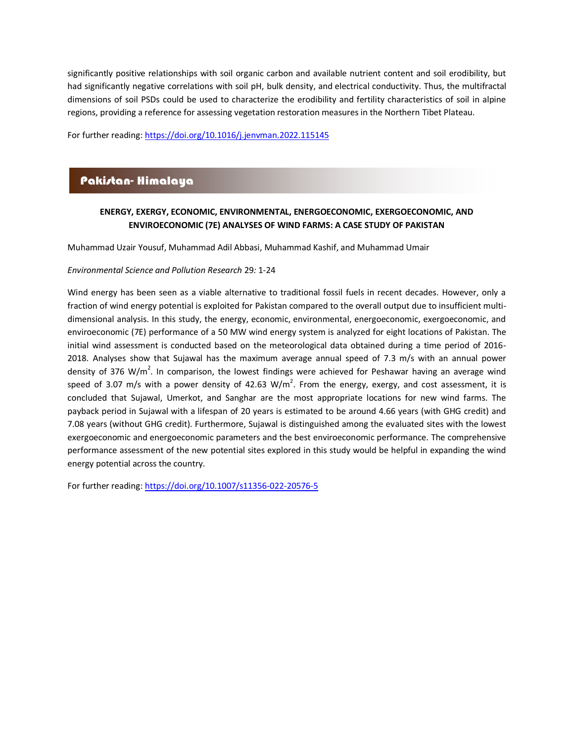significantly positive relationships with soil organic carbon and available nutrient content and soil erodibility, but had significantly negative correlations with soil pH, bulk density, and electrical conductivity. Thus, the multifractal dimensions of soil PSDs could be used to characterize the erodibility and fertility characteristics of soil in alpine regions, providing a reference for assessing vegetation restoration measures in the Northern Tibet Plateau.

For further reading: https://doi.org/10.1016/j.jenvman.2022.115145

## Pakistan- Himalaya

### ENERGY, EXERGY, ECONOMIC, ENVIRONMENTAL, ENERGOECONOMIC, EXERGOECONOMIC, AND ENVIROECONOMIC (7E) ANALYSES OF WIND FARMS: A CASE STUDY OF PAKISTAN

Muhammad Uzair Yousuf, Muhammad Adil Abbasi, Muhammad Kashif, and Muhammad Umair

*Environmental Science and Pollution Research* 29*:* 1-24

Wind energy has been seen as a viable alternative to traditional fossil fuels in recent decades. However, only a fraction of wind energy potential is exploited for Pakistan compared to the overall output due to insufficient multi-dimensional analysis. In this study, the energy, economic, environmental, energoeconomic, exergoeconomic, and enviroeconomic (7E) performance of a 50 MW wind energy system is analyzed for eight locations of Pakistan. The initial wind assessment is conducted based on the meteorological data obtained during a time period of 2016-2018. Analyses show that Sujawal has the maximum average annual speed of 7.3 m/s with an annual power density of 376 W/m$^2$. In comparison, the lowest findings were achieved for Peshawar having an average wind speed of 3.07 m/s with a power density of 42.63 W/m$^2$. From the energy, exergy, and cost assessment, it is concluded that Sujawal, Umerkot, and Sanghar are the most appropriate locations for new wind farms. The payback period in Sujawal with a lifespan of 20 years is estimated to be around 4.66 years (with GHG credit) and 7.08 years (without GHG credit). Furthermore, Sujawal is distinguished among the evaluated sites with the lowest exergoeconomic and energoeconomic parameters and the best enviroeconomic performance. The comprehensive performance assessment of the new potential sites explored in this study would be helpful in expanding the wind energy potential across the country.

For further reading: https://doi.org/10.1007/s11356-022-20576-5